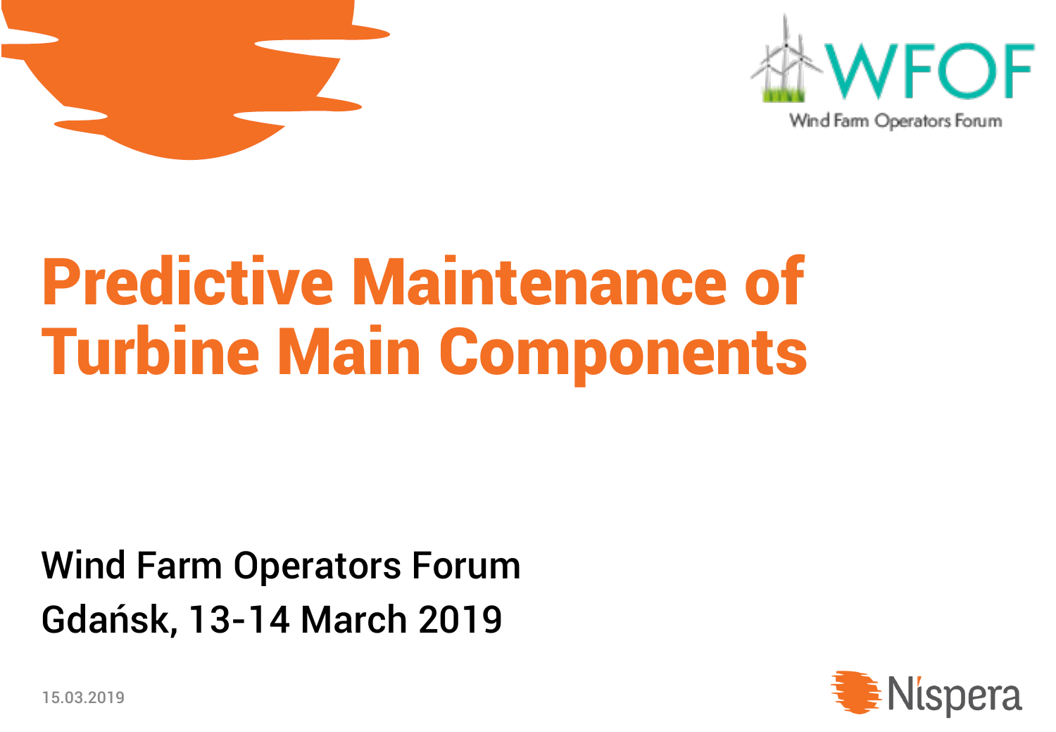# Predictive Maintenance of Turbine Main Components

Wind Farm Operators Forum

Gdańsk, 13-14 March 2019

15.03.2019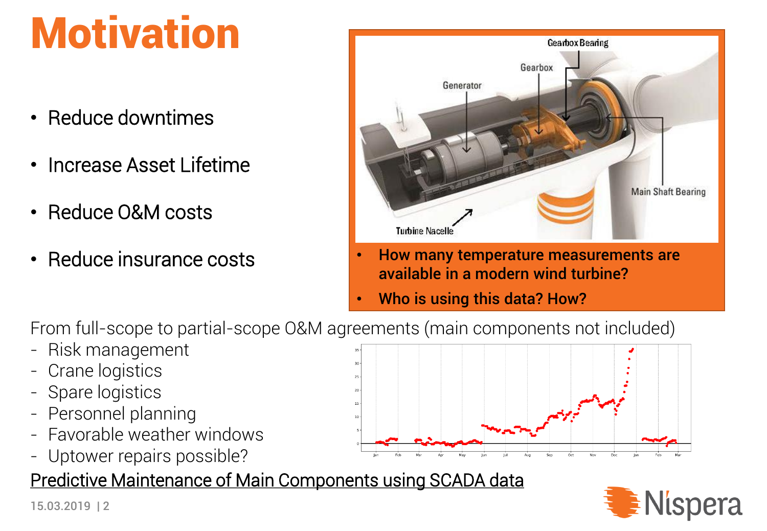# Motivation

- Reduce downtimes
- Increase Asset Lifetime
- Reduce O&M costs
- Reduce insurance costs

- **How many temperature measurements are available in a modern wind turbine?**
- **Who is using this data? How?**

From full-scope to partial-scope O&M agreements (main components not included)

- Risk management
- Crane logistics
- Spare logistics
- Personnel planning
- Favorable weather windows
- Uptower repairs possible?

<u>Predictive Maintenance of Main Components using SCADA data</u>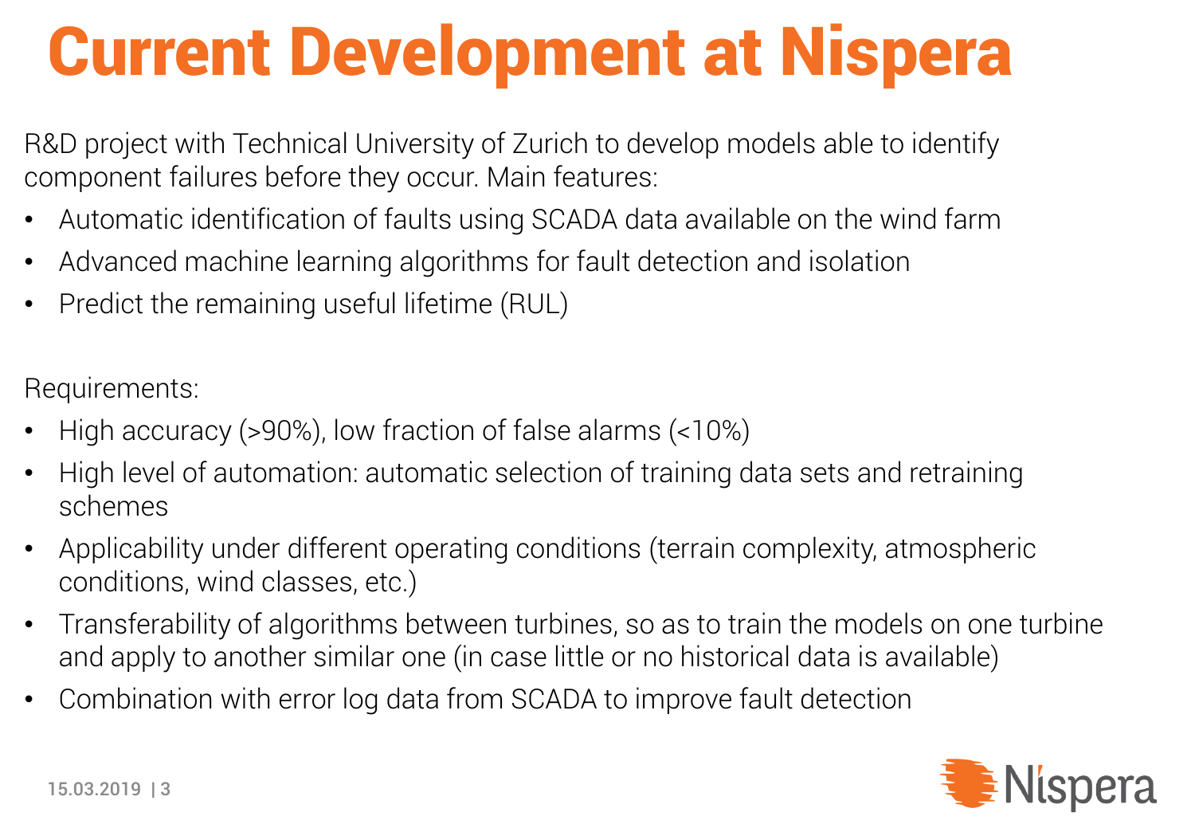# Current Development at Nispera

R&D project with Technical University of Zurich to develop models able to identify component failures before they occur. Main features:

- Automatic identification of faults using SCADA data available on the wind farm
- Advanced machine learning algorithms for fault detection and isolation
- Predict the remaining useful lifetime (RUL)

Requirements:

- High accuracy (>90%), low fraction of false alarms (<10%)
- High level of automation: automatic selection of training data sets and retraining schemes
- Applicability under different operating conditions (terrain complexity, atmospheric conditions, wind classes, etc.)
- Transferability of algorithms between turbines, so as to train the models on one turbine and apply to another similar one (in case little or no historical data is available)
- Combination with error log data from SCADA to improve fault detection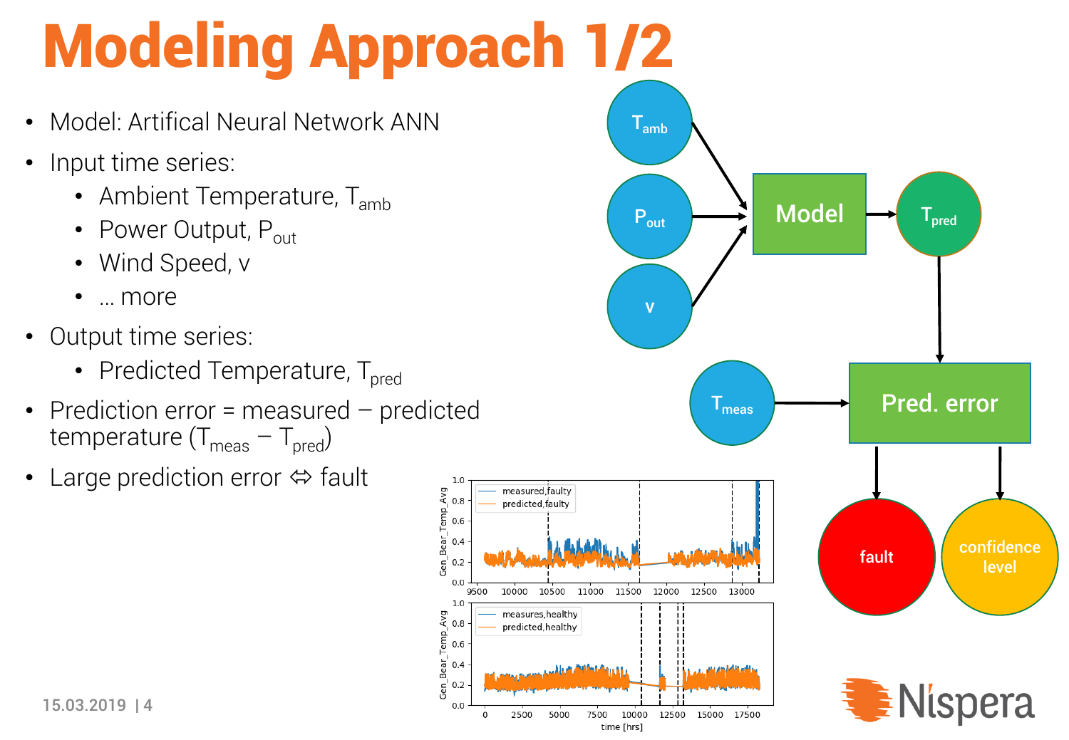# Modeling Approach 1/2

- Model: Artifical Neural Network ANN
- Input time series:
  - Ambient Temperature, $T_{amb}$
  - Power Output, $P_{out}$
  - Wind Speed, v
  - … more
- Output time series:
  - Predicted Temperature, $T_{pred}$
- Prediction error = measured – predicted temperature ($T_{meas}$ – $T_{pred}$)
- Large prediction error ⇔ fault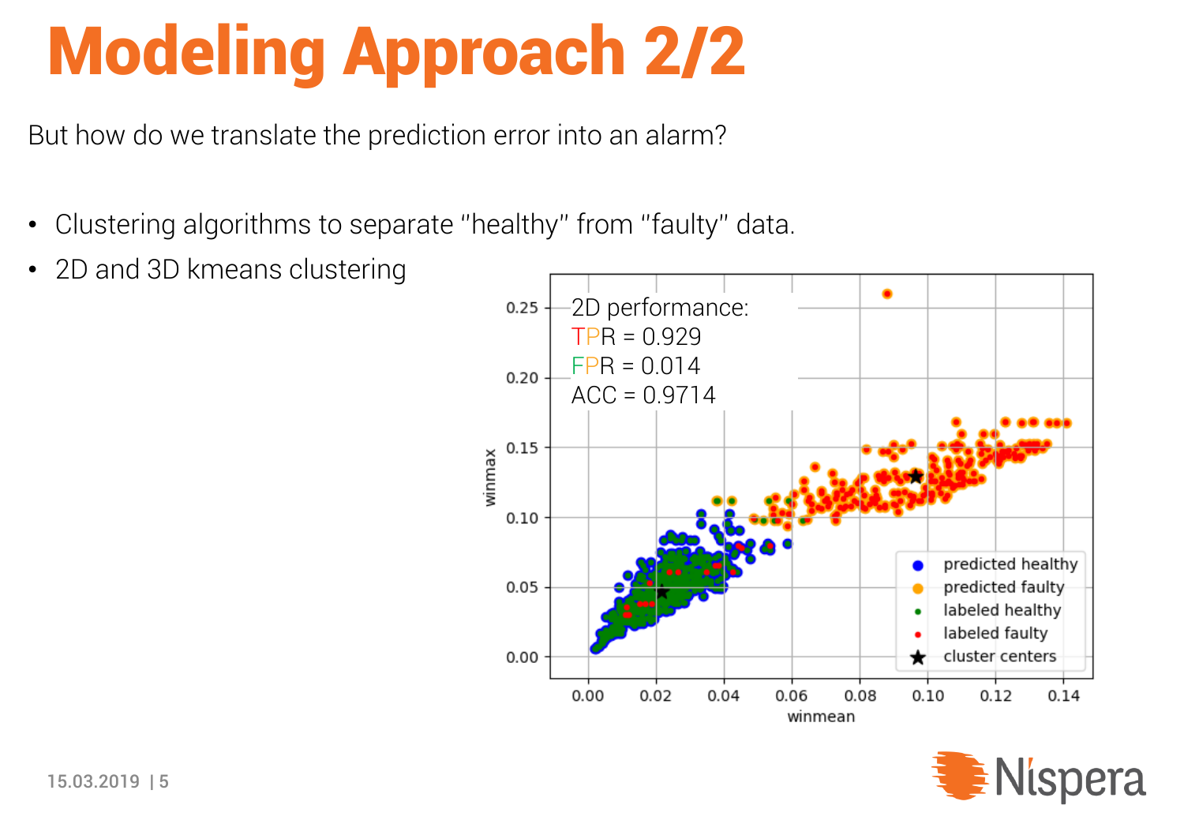# Modeling Approach 2/2

But how do we translate the prediction error into an alarm?

- Clustering algorithms to separate "healthy" from "faulty" data.
- 2D and 3D kmeans clustering

2D performance:
TPR = 0.929
FPR = 0.014
ACC = 0.9714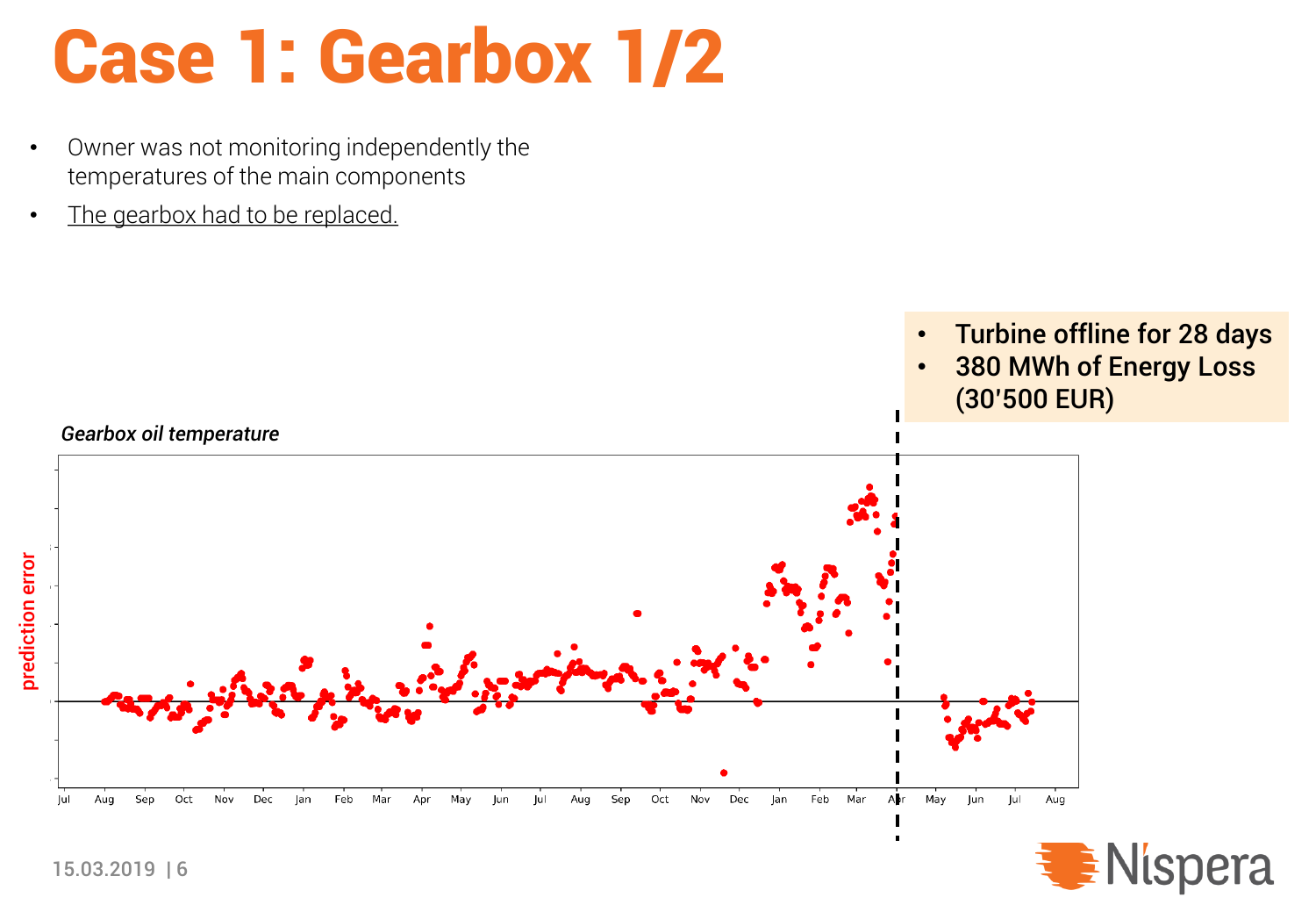# Case 1: Gearbox 1/2

- Owner was not monitoring independently the temperatures of the main components
- The gearbox had to be replaced.

- **Turbine offline for 28 days**
- **380 MWh of Energy Loss (30'500 EUR)**

***Gearbox oil temperature***

prediction error

Jul Aug Sep Oct Nov Dec Jan Feb Mar Apr May Jun Jul Aug Sep Oct Nov Dec Jan Feb Mar Apr May Jun Jul Aug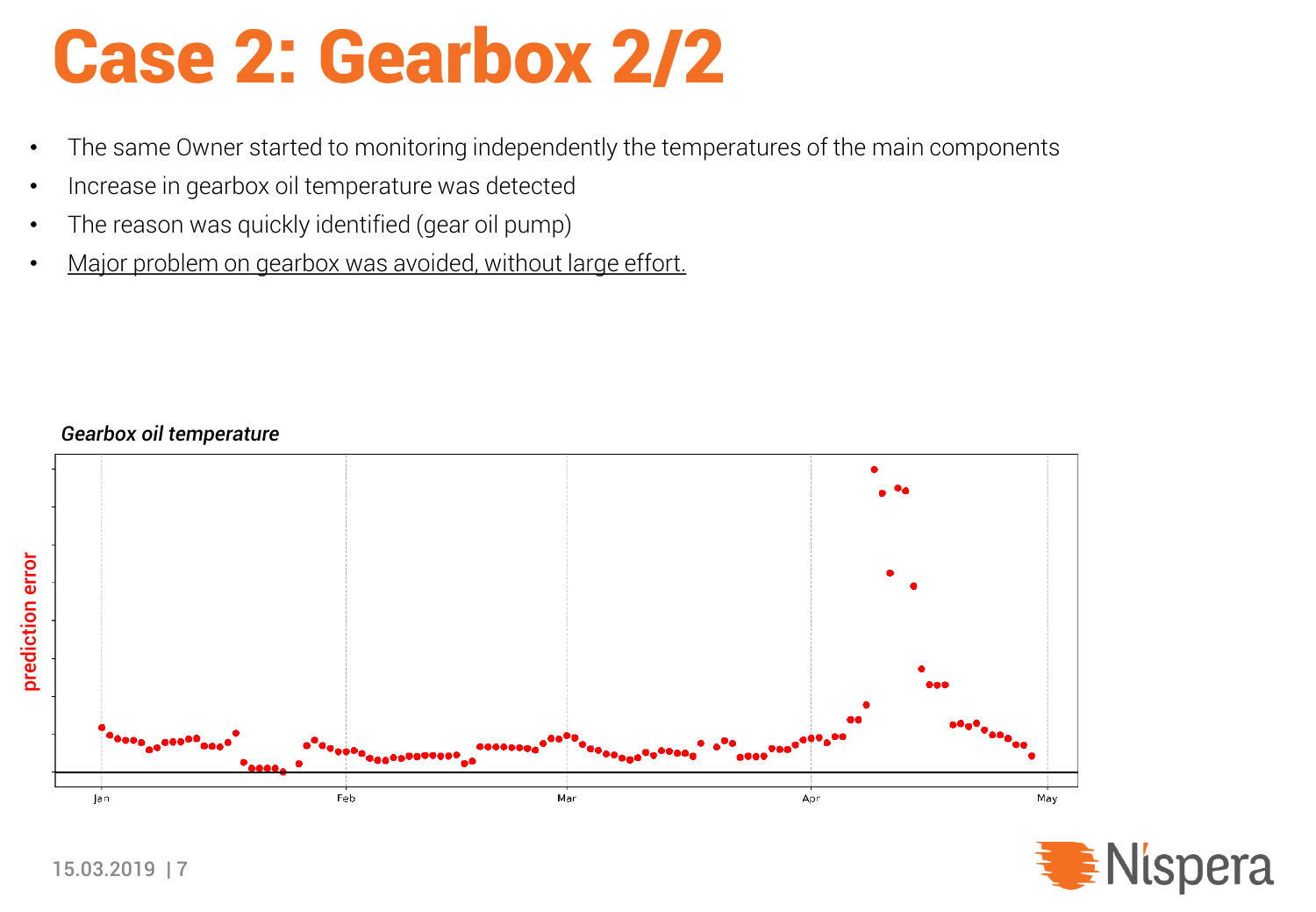# Case 2: Gearbox 2/2

- The same Owner started to monitoring independently the temperatures of the main components
- Increase in gearbox oil temperature was detected
- The reason was quickly identified (gear oil pump)
- Major problem on gearbox was avoided, without large effort.

*Gearbox oil temperature*

prediction error

Jan Feb Mar Apr May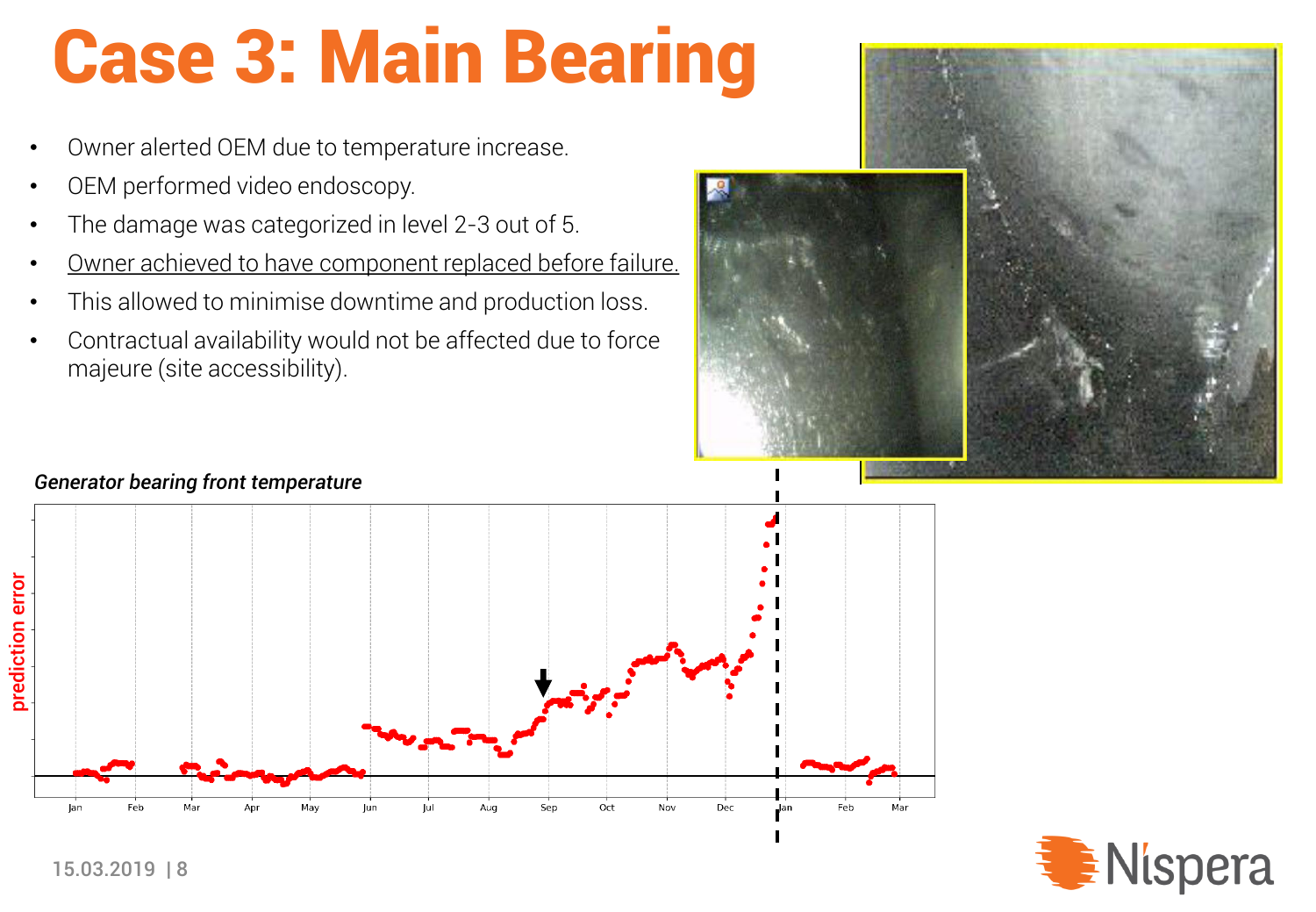# Case 3: Main Bearing

- Owner alerted OEM due to temperature increase.
- OEM performed video endoscopy.
- The damage was categorized in level 2-3 out of 5.
- Owner achieved to have component replaced before failure.
- This allowed to minimise downtime and production loss.
- Contractual availability would not be affected due to force majeure (site accessibility).

*Generator bearing front temperature*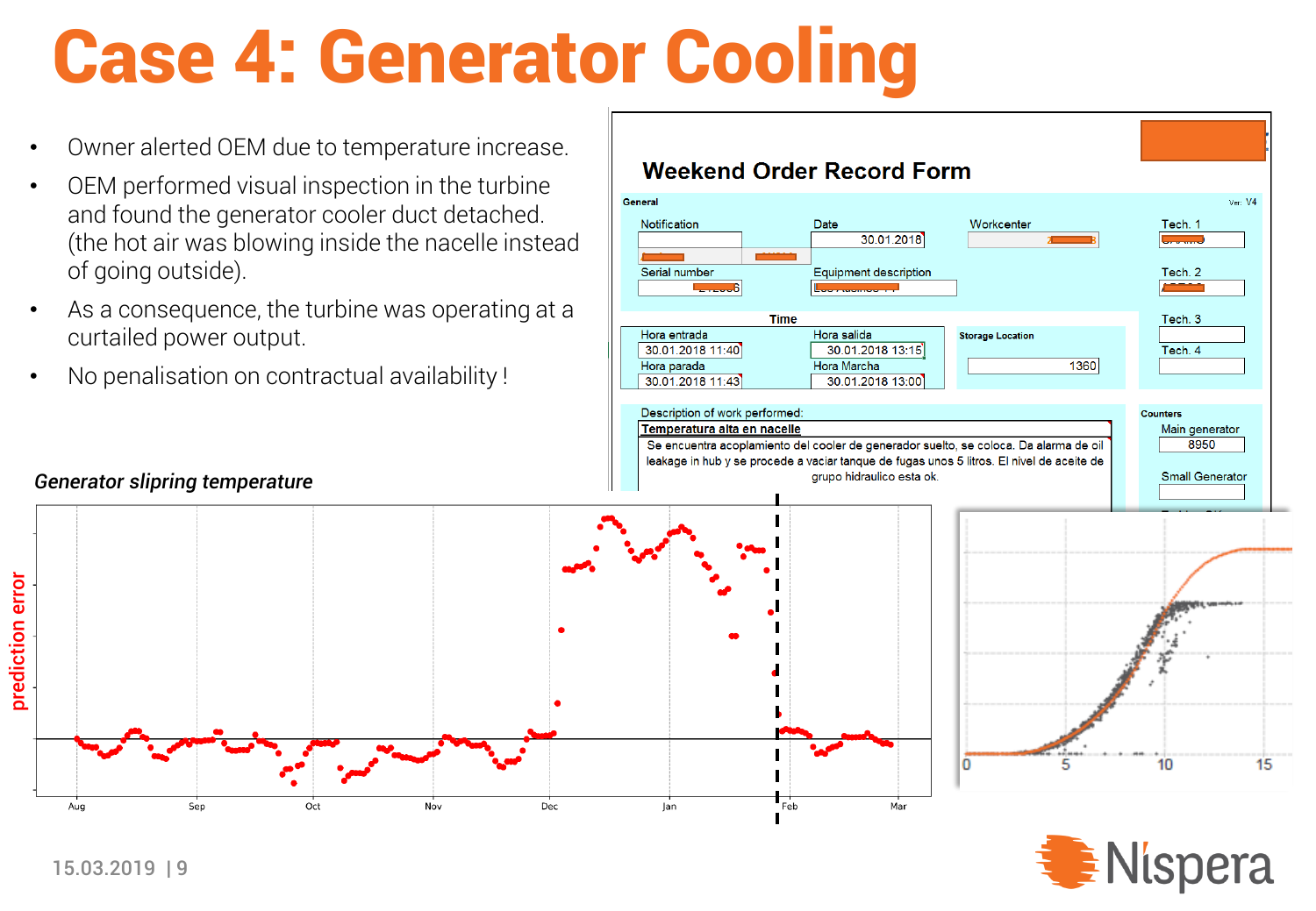# Case 4: Generator Cooling

- Owner alerted OEM due to temperature increase.
- OEM performed visual inspection in the turbine and found the generator cooler duct detached. (the hot air was blowing inside the nacelle instead of going outside).
- As a consequence, the turbine was operating at a curtailed power output.
- No penalisation on contractual availability !

**Weekend Order Record Form**

| General | | | | |
|---|---|---|---|---|
| Notification | Date: 30.01.2018 | Workcenter | Tech. 1 | Ver. V4 |
| Serial number | Equipment description | | Tech. 2 | |

| Time | | |
|---|---|---|
| Hora entrada: 30.01.2018 11:40 | Hora salida: 30.01.2018 13:15 | Storage Location: 1360 |
| Hora parada: 30.01.2018 11:43 | Hora Marcha: 30.01.2018 13:00 | |

Tech. 3, Tech. 4

Description of work performed:

**Temperatura alta en nacelle**

Se encuentra acoplamiento del cooler de generador suelto, se coloca. Da alarma de oil leakage in hub y se procede a vaciar tanque de fugas unos 5 litros. El nivel de aceite de grupo hidraulico esta ok.

Counters: Main generator 8950; Small Generator

*Generator slipring temperature*

(Chart: prediction error vs. time, Aug – Mar)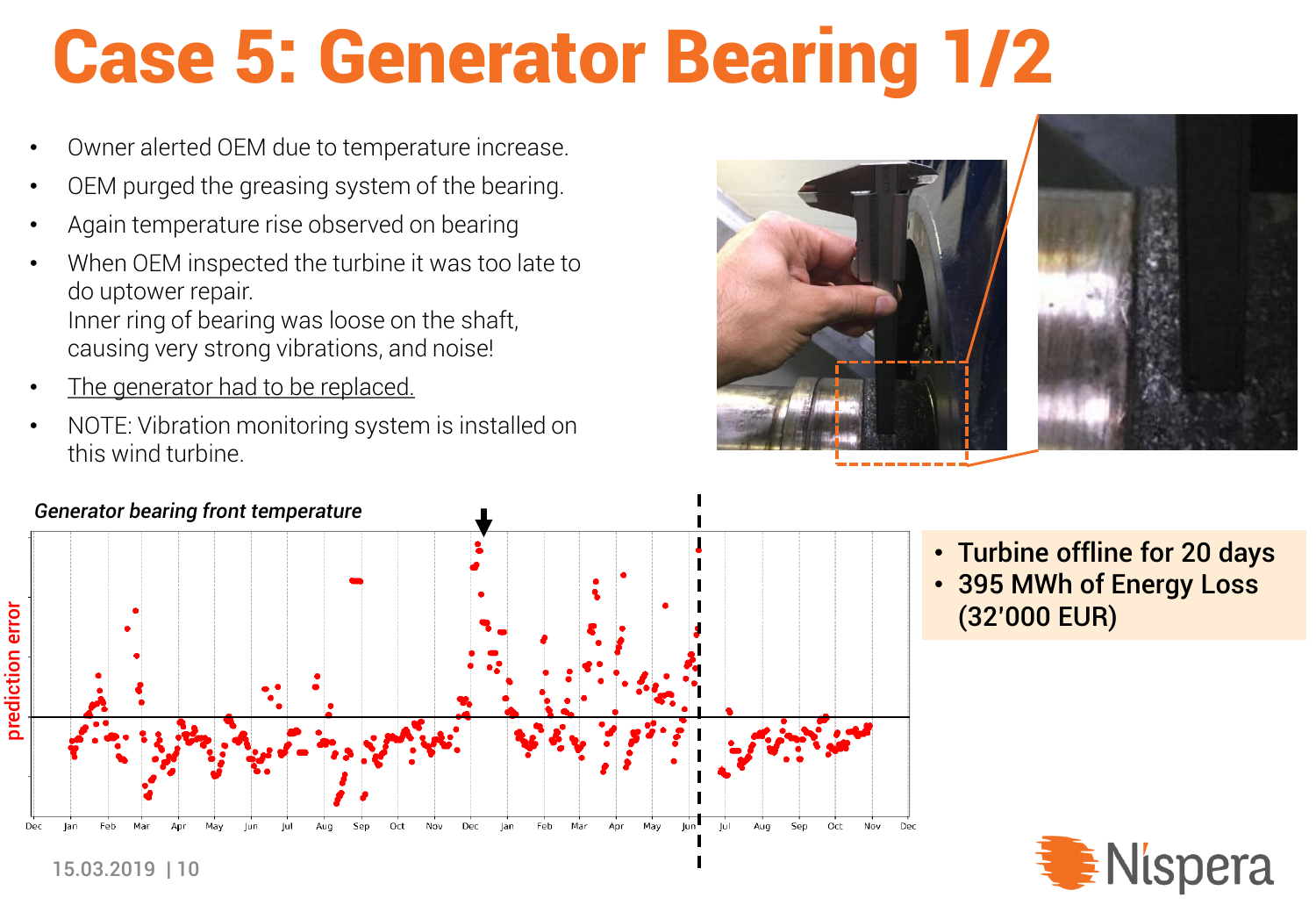# Case 5: Generator Bearing 1/2

- Owner alerted OEM due to temperature increase.
- OEM purged the greasing system of the bearing.
- Again temperature rise observed on bearing
- When OEM inspected the turbine it was too late to do uptower repair.
  Inner ring of bearing was loose on the shaft, causing very strong vibrations, and noise!
- The generator had to be replaced.
- NOTE: Vibration monitoring system is installed on this wind turbine.

*Generator bearing front temperature*

- **Turbine offline for 20 days**
- **395 MWh of Energy Loss (32'000 EUR)**

15.03.2019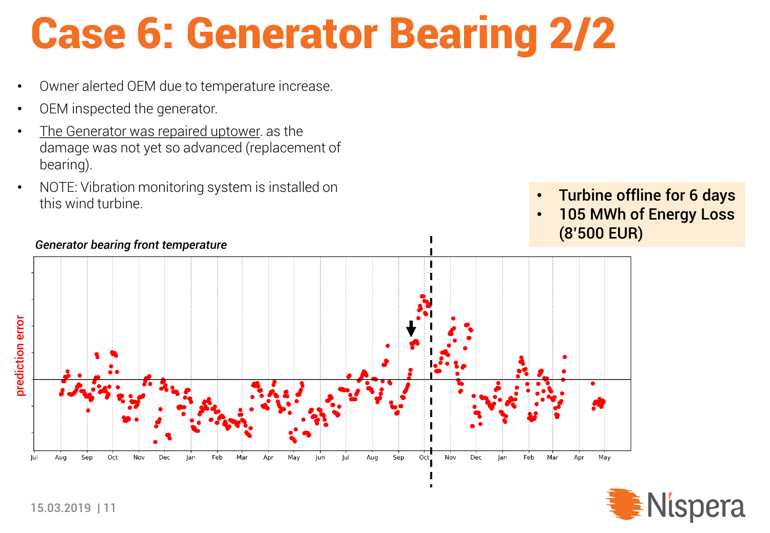# Case 6: Generator Bearing 2/2

- Owner alerted OEM due to temperature increase.
- OEM inspected the generator.
- The Generator was repaired uptower. as the damage was not yet so advanced (replacement of bearing).
- NOTE: Vibration monitoring system is installed on this wind turbine.

- **Turbine offline for 6 days**
- **105 MWh of Energy Loss (8'500 EUR)**

*Generator bearing front temperature*

prediction error

Jul Aug Sep Oct Nov Dec Jan Feb Mar Apr May Jun Jul Aug Sep Oct Nov Dec Jan Feb Mar Apr May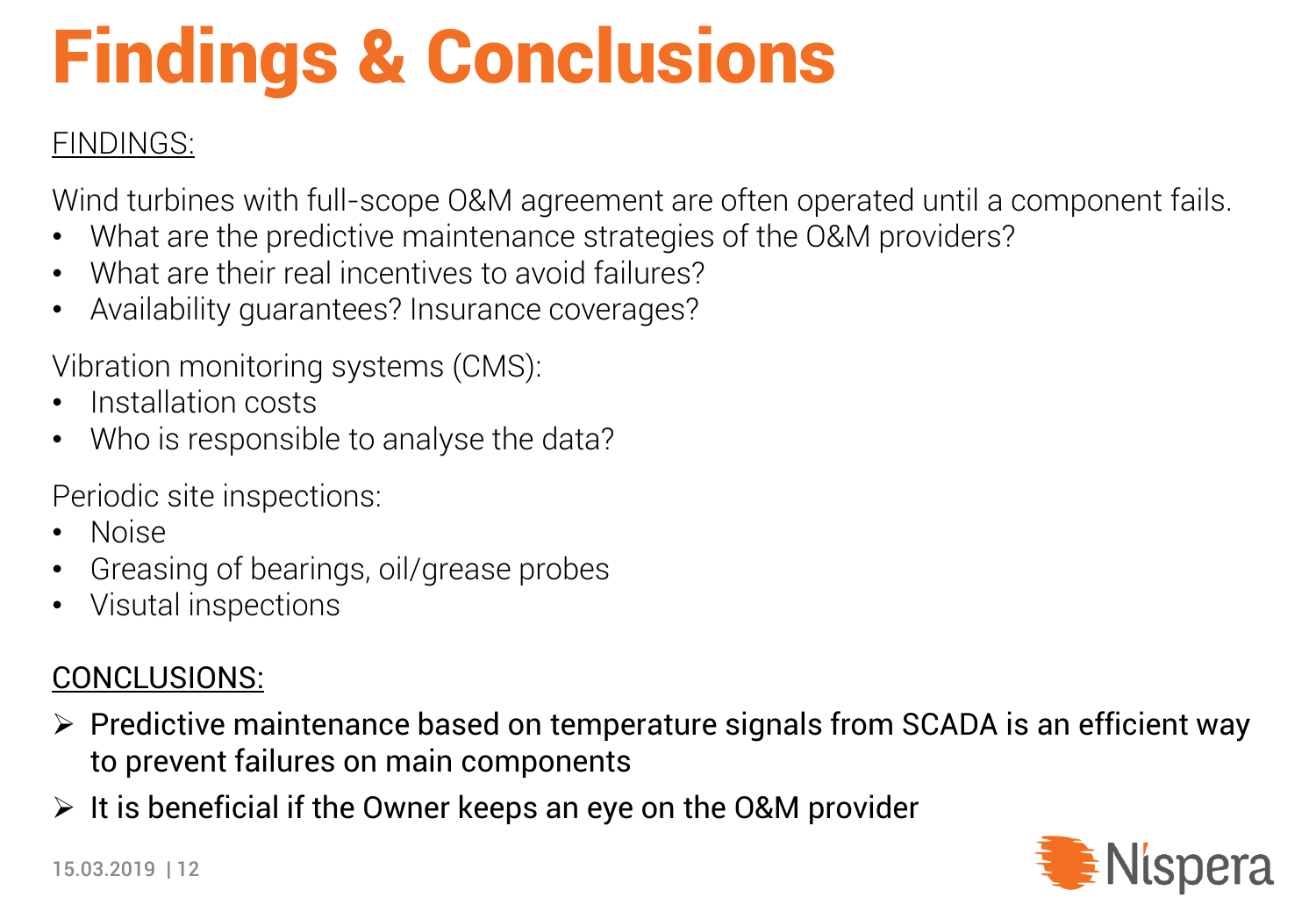# Findings & Conclusions

<u>FINDINGS:</u>

Wind turbines with full-scope O&M agreement are often operated until a component fails.

- What are the predictive maintenance strategies of the O&M providers?
- What are their real incentives to avoid failures?
- Availability guarantees? Insurance coverages?

Vibration monitoring systems (CMS):

- Installation costs
- Who is responsible to analyse the data?

Periodic site inspections:

- Noise
- Greasing of bearings, oil/grease probes
- Visutal inspections

<u>CONCLUSIONS:</u>

- Predictive maintenance based on temperature signals from SCADA is an efficient way to prevent failures on main components
- It is beneficial if the Owner keeps an eye on the O&M provider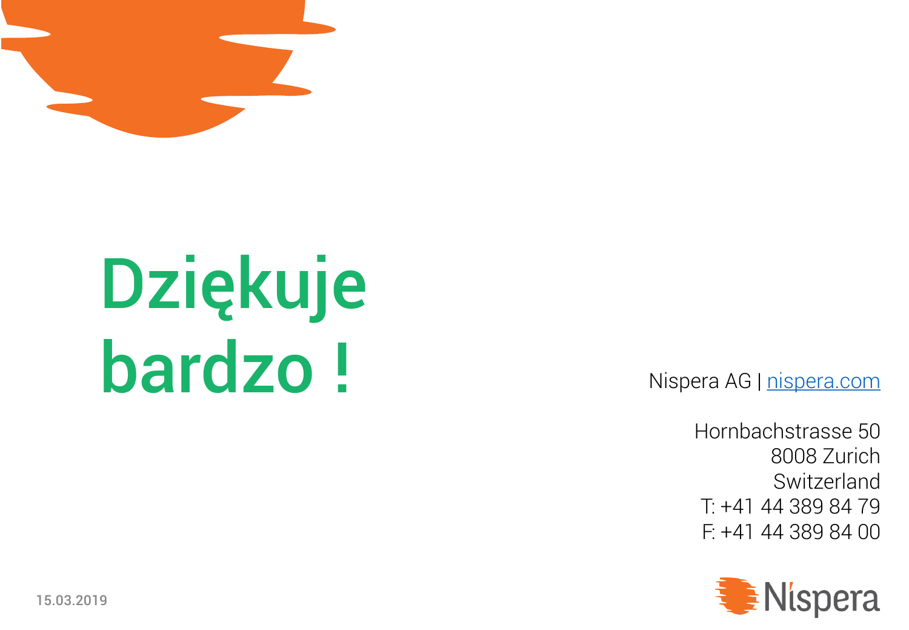# Dziękuje bardzo !

Nispera AG | nispera.com

Hornbachstrasse 50
8008 Zurich
Switzerland
T: +41 44 389 84 79
F: +41 44 389 84 00

15.03.2019